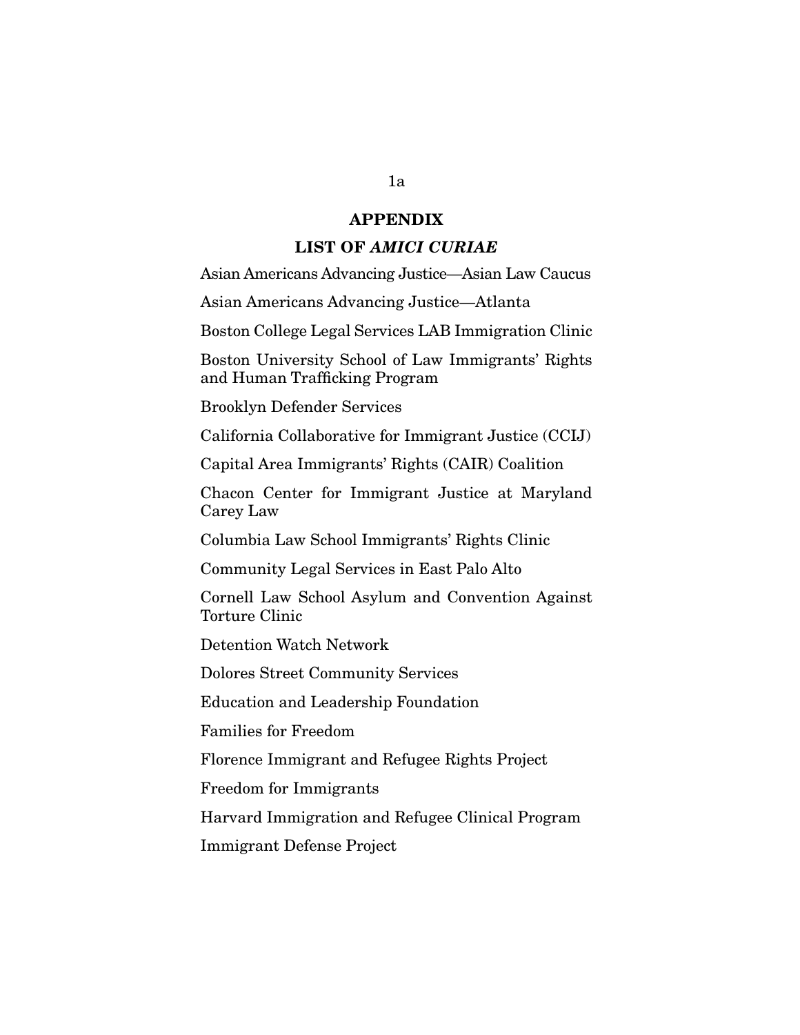# APPENDIX

## LIST OF *AMICI CURIAE*

Asian Americans Advancing Justice—Asian Law Caucus

Asian Americans Advancing Justice—Atlanta

Boston College Legal Services LAB Immigration Clinic

Boston University School of Law Immigrants' Rights and Human Trafficking Program

Brooklyn Defender Services

California Collaborative for Immigrant Justice (CCIJ)

Capital Area Immigrants' Rights (CAIR) Coalition

Chacon Center for Immigrant Justice at Maryland Carey Law

Columbia Law School Immigrants' Rights Clinic

Community Legal Services in East Palo Alto

Cornell Law School Asylum and Convention Against Torture Clinic

Detention Watch Network

Dolores Street Community Services

Education and Leadership Foundation

Families for Freedom

Florence Immigrant and Refugee Rights Project

Freedom for Immigrants

Harvard Immigration and Refugee Clinical Program

Immigrant Defense Project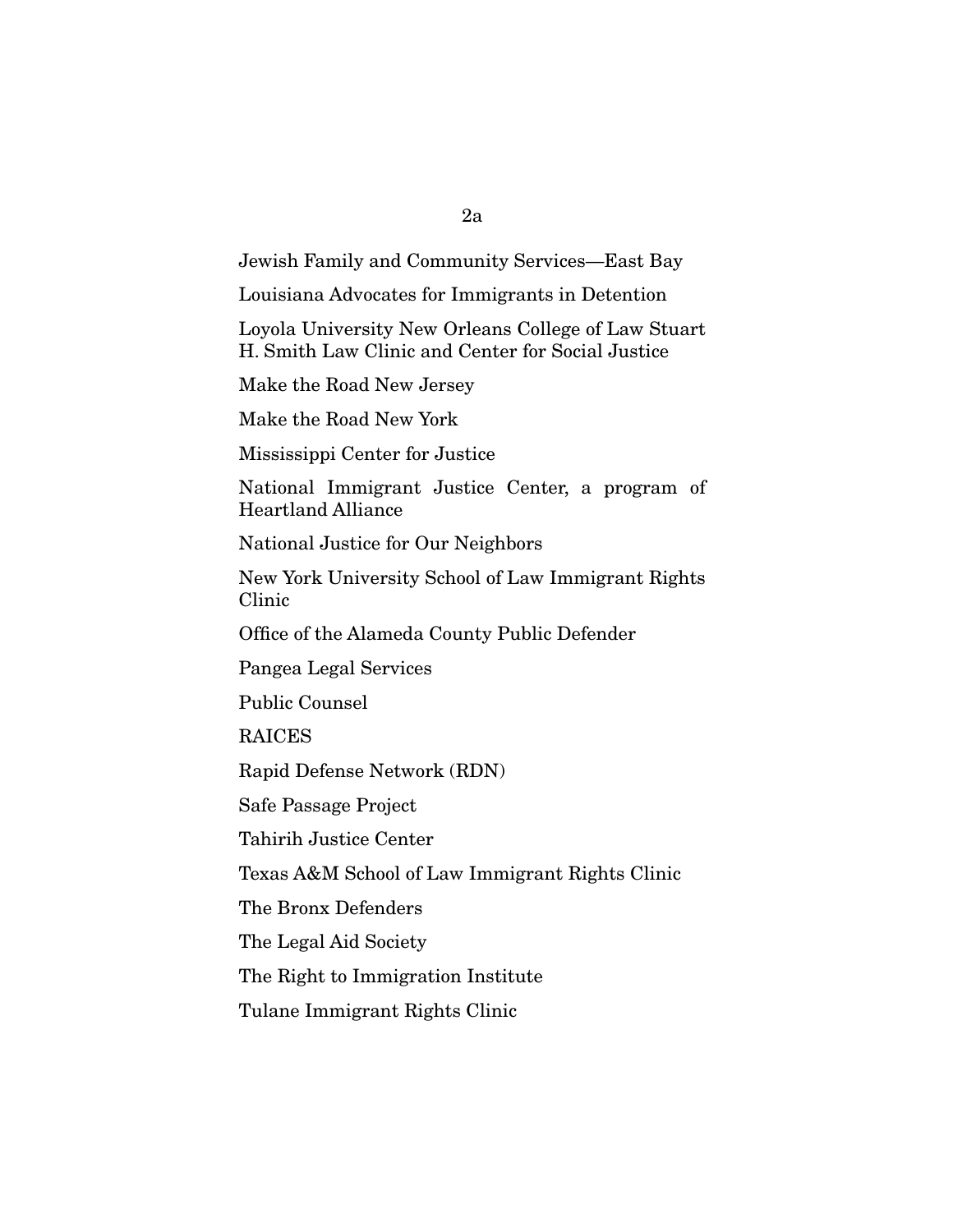Jewish Family and Community Services—East Bay

Louisiana Advocates for Immigrants in Detention

Loyola University New Orleans College of Law Stuart H. Smith Law Clinic and Center for Social Justice

Make the Road New Jersey

Make the Road New York

Mississippi Center for Justice

National Immigrant Justice Center, a program of Heartland Alliance

National Justice for Our Neighbors

New York University School of Law Immigrant Rights Clinic

Office of the Alameda County Public Defender

Pangea Legal Services

Public Counsel

RAICES

Rapid Defense Network (RDN)

Safe Passage Project

Tahirih Justice Center

Texas A&M School of Law Immigrant Rights Clinic

The Bronx Defenders

The Legal Aid Society

The Right to Immigration Institute

Tulane Immigrant Rights Clinic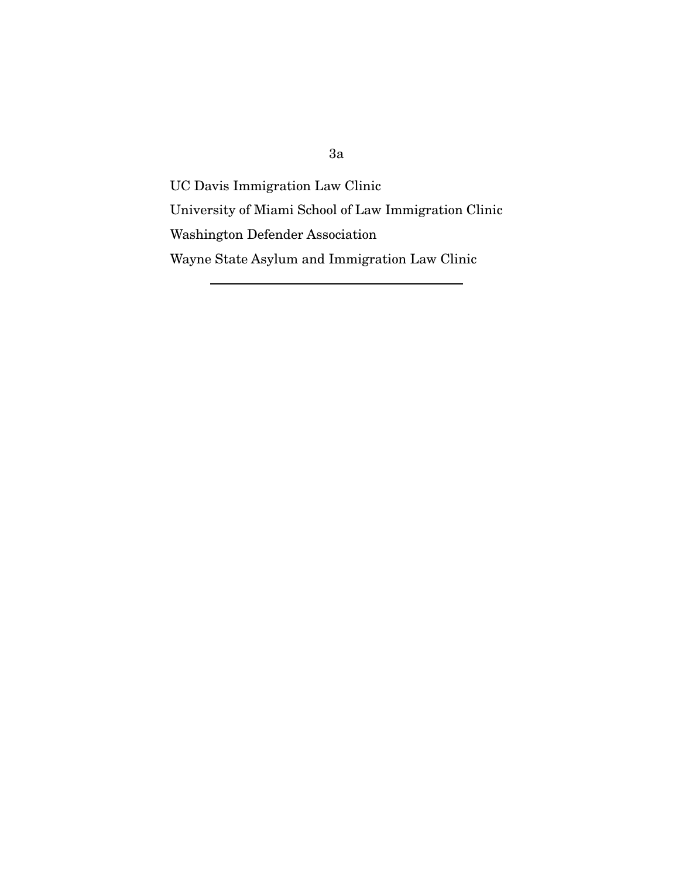UC Davis Immigration Law Clinic

University of Miami School of Law Immigration Clinic

Washington Defender Association

Wayne State Asylum and Immigration Law Clinic